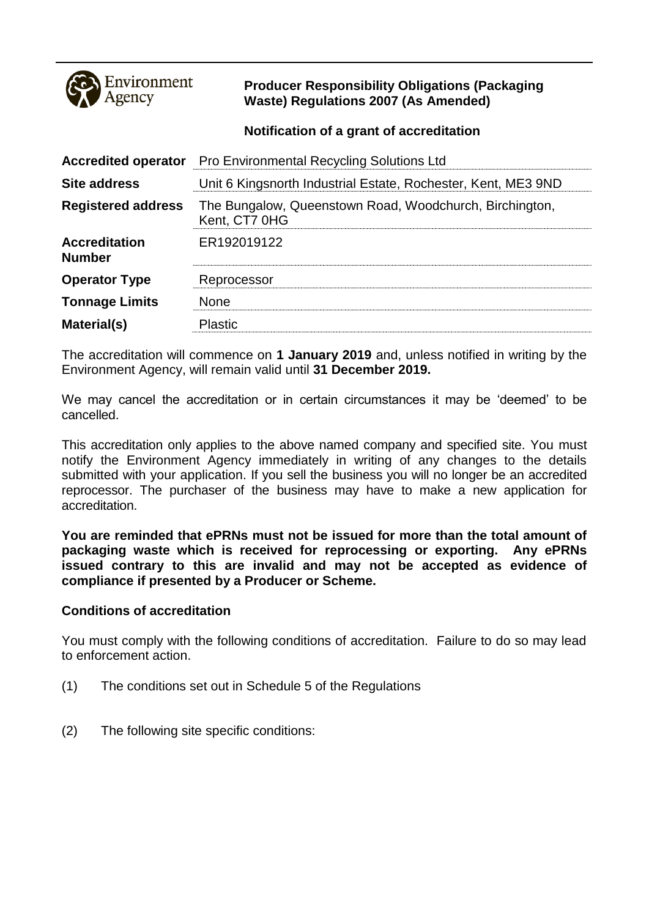Environment Agency

**Producer Responsibility Obligations (Packaging Waste) Regulations 2007 (As Amended)**

**Notification of a grant of accreditation**

| | |
|---|---|
| **Accredited operator** | Pro Environmental Recycling Solutions Ltd |
| **Site address** | Unit 6 Kingsnorth Industrial Estate, Rochester, Kent, ME3 9ND |
| **Registered address** | The Bungalow, Queenstown Road, Woodchurch, Birchington, Kent, CT7 0HG |
| **Accreditation Number** | ER192019122 |
| **Operator Type** | Reprocessor |
| **Tonnage Limits** | None |
| **Material(s)** | Plastic |

The accreditation will commence on **1 January 2019** and, unless notified in writing by the Environment Agency, will remain valid until **31 December 2019.**

We may cancel the accreditation or in certain circumstances it may be 'deemed' to be cancelled.

This accreditation only applies to the above named company and specified site. You must notify the Environment Agency immediately in writing of any changes to the details submitted with your application. If you sell the business you will no longer be an accredited reprocessor. The purchaser of the business may have to make a new application for accreditation.

**You are reminded that ePRNs must not be issued for more than the total amount of packaging waste which is received for reprocessing or exporting. Any ePRNs issued contrary to this are invalid and may not be accepted as evidence of compliance if presented by a Producer or Scheme.**

**Conditions of accreditation**

You must comply with the following conditions of accreditation. Failure to do so may lead to enforcement action.

(1) The conditions set out in Schedule 5 of the Regulations

(2) The following site specific conditions: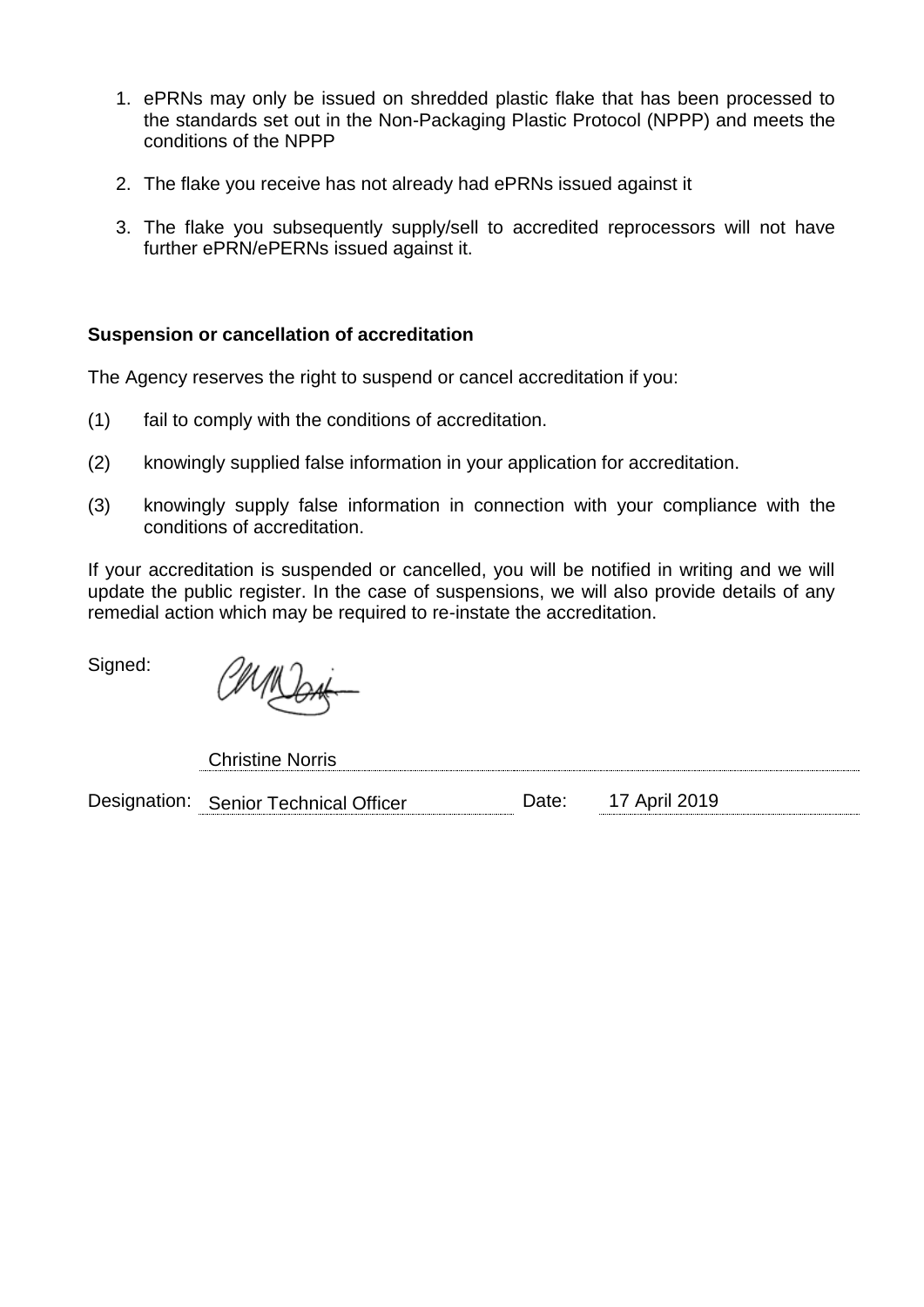1. ePRNs may only be issued on shredded plastic flake that has been processed to the standards set out in the Non-Packaging Plastic Protocol (NPPP) and meets the conditions of the NPPP

2. The flake you receive has not already had ePRNs issued against it

3. The flake you subsequently supply/sell to accredited reprocessors will not have further ePRN/ePERNs issued against it.

**Suspension or cancellation of accreditation**

The Agency reserves the right to suspend or cancel accreditation if you:

(1) fail to comply with the conditions of accreditation.

(2) knowingly supplied false information in your application for accreditation.

(3) knowingly supply false information in connection with your compliance with the conditions of accreditation.

If your accreditation is suspended or cancelled, you will be notified in writing and we will update the public register. In the case of suspensions, we will also provide details of any remedial action which may be required to re-instate the accreditation.

Signed:

Christine Norris

Designation: Senior Technical Officer Date: 17 April 2019